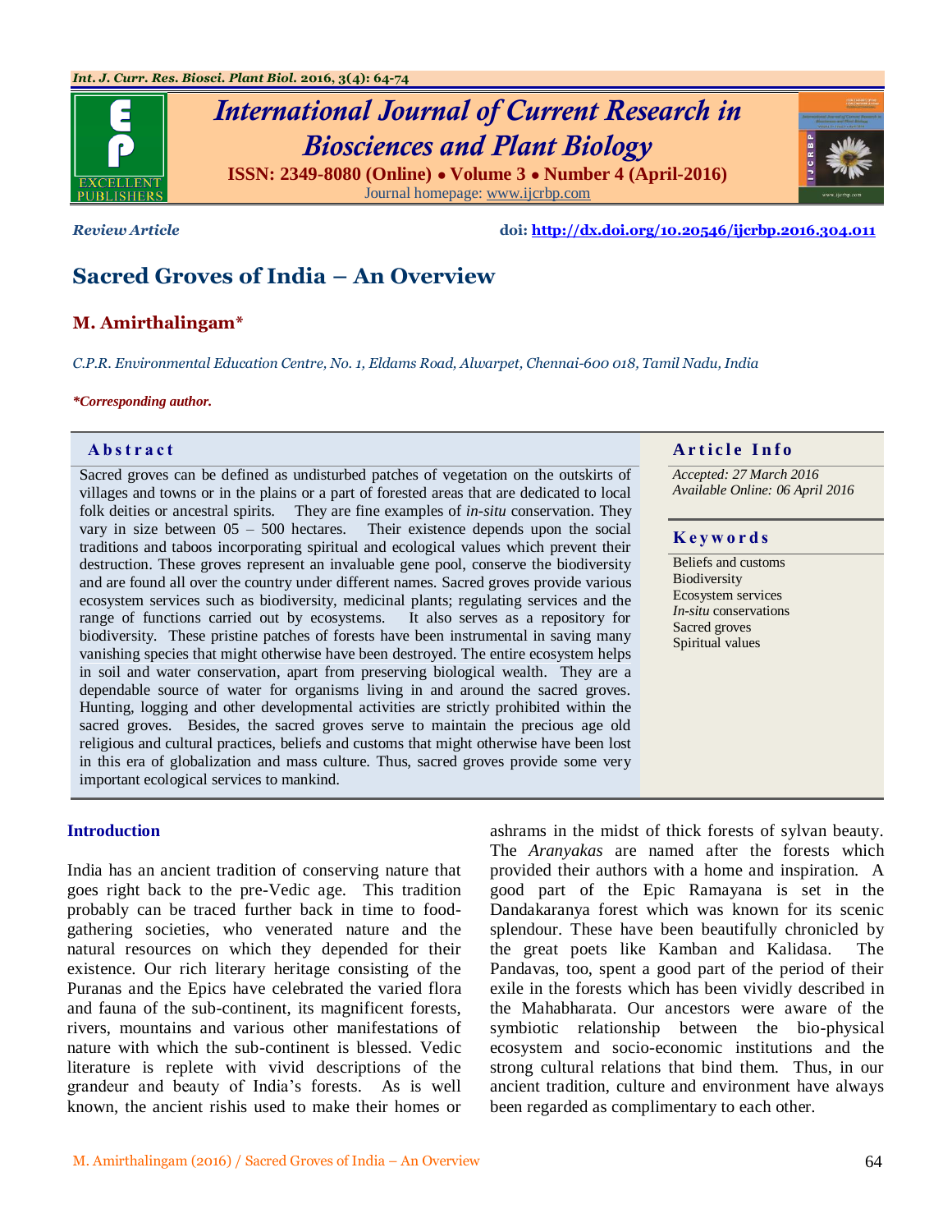*Review Article*

doi: http://dx.doi.org/10.20546/ijcrbp.2016.304.011

# Sacred Groves of India – An Overview

**M. Amirthalingam***

*C.P.R. Environmental Education Centre, No. 1, Eldams Road, Alwarpet, Chennai-600 018, Tamil Nadu, India*

***Corresponding author.**

## Abstract

Sacred groves can be defined as undisturbed patches of vegetation on the outskirts of villages and towns or in the plains or a part of forested areas that are dedicated to local folk deities or ancestral spirits. They are fine examples of *in-situ* conservation. They vary in size between 05 – 500 hectares. Their existence depends upon the social traditions and taboos incorporating spiritual and ecological values which prevent their destruction. These groves represent an invaluable gene pool, conserve the biodiversity and are found all over the country under different names. Sacred groves provide various ecosystem services such as biodiversity, medicinal plants; regulating services and the range of functions carried out by ecosystems. It also serves as a repository for biodiversity. These pristine patches of forests have been instrumental in saving many vanishing species that might otherwise have been destroyed. The entire ecosystem helps in soil and water conservation, apart from preserving biological wealth. They are a dependable source of water for organisms living in and around the sacred groves. Hunting, logging and other developmental activities are strictly prohibited within the sacred groves. Besides, the sacred groves serve to maintain the precious age old religious and cultural practices, beliefs and customs that might otherwise have been lost in this era of globalization and mass culture. Thus, sacred groves provide some very important ecological services to mankind.

## Article Info

*Accepted: 27 March 2016*
*Available Online: 06 April 2016*

## Keywords

Beliefs and customs
Biodiversity
Ecosystem services
*In-situ* conservations
Sacred groves
Spiritual values

## Introduction

India has an ancient tradition of conserving nature that goes right back to the pre-Vedic age. This tradition probably can be traced further back in time to food-gathering societies, who venerated nature and the natural resources on which they depended for their existence. Our rich literary heritage consisting of the Puranas and the Epics have celebrated the varied flora and fauna of the sub-continent, its magnificent forests, rivers, mountains and various other manifestations of nature with which the sub-continent is blessed. Vedic literature is replete with vivid descriptions of the grandeur and beauty of India's forests. As is well known, the ancient rishis used to make their homes or ashrams in the midst of thick forests of sylvan beauty. The *Aranyakas* are named after the forests which provided their authors with a home and inspiration. A good part of the Epic Ramayana is set in the Dandakaranya forest which was known for its scenic splendour. These have been beautifully chronicled by the great poets like Kamban and Kalidasa. The Pandavas, too, spent a good part of the period of their exile in the forests which has been vividly described in the Mahabharata. Our ancestors were aware of the symbiotic relationship between the bio-physical ecosystem and socio-economic institutions and the strong cultural relations that bind them. Thus, in our ancient tradition, culture and environment have always been regarded as complimentary to each other.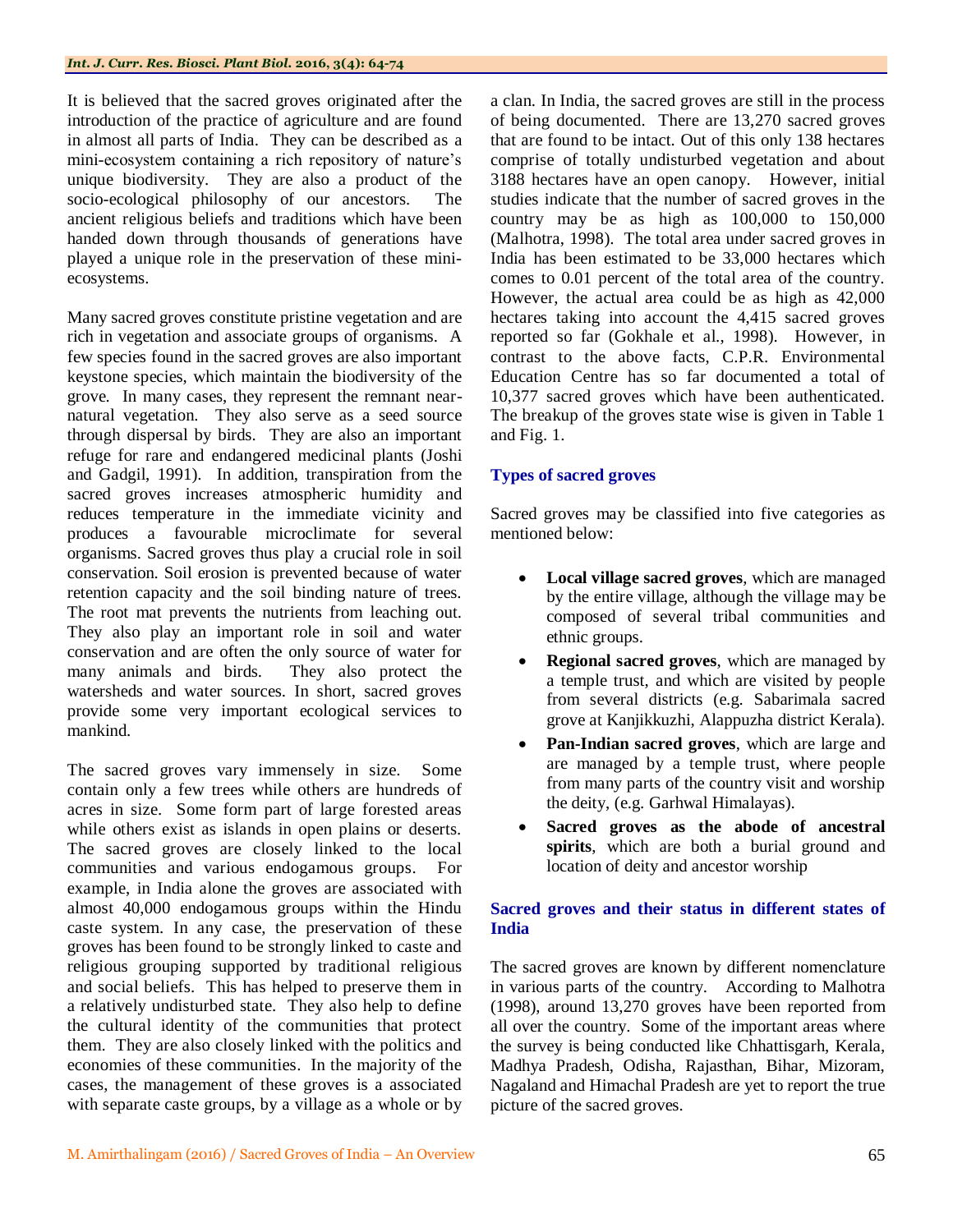It is believed that the sacred groves originated after the introduction of the practice of agriculture and are found in almost all parts of India. They can be described as a mini-ecosystem containing a rich repository of nature's unique biodiversity. They are also a product of the socio-ecological philosophy of our ancestors. The ancient religious beliefs and traditions which have been handed down through thousands of generations have played a unique role in the preservation of these mini-ecosystems.

Many sacred groves constitute pristine vegetation and are rich in vegetation and associate groups of organisms. A few species found in the sacred groves are also important keystone species, which maintain the biodiversity of the grove. In many cases, they represent the remnant near-natural vegetation. They also serve as a seed source through dispersal by birds. They are also an important refuge for rare and endangered medicinal plants (Joshi and Gadgil, 1991). In addition, transpiration from the sacred groves increases atmospheric humidity and reduces temperature in the immediate vicinity and produces a favourable microclimate for several organisms. Sacred groves thus play a crucial role in soil conservation. Soil erosion is prevented because of water retention capacity and the soil binding nature of trees. The root mat prevents the nutrients from leaching out. They also play an important role in soil and water conservation and are often the only source of water for many animals and birds. They also protect the watersheds and water sources. In short, sacred groves provide some very important ecological services to mankind.

The sacred groves vary immensely in size. Some contain only a few trees while others are hundreds of acres in size. Some form part of large forested areas while others exist as islands in open plains or deserts. The sacred groves are closely linked to the local communities and various endogamous groups. For example, in India alone the groves are associated with almost 40,000 endogamous groups within the Hindu caste system. In any case, the preservation of these groves has been found to be strongly linked to caste and religious grouping supported by traditional religious and social beliefs. This has helped to preserve them in a relatively undisturbed state. They also help to define the cultural identity of the communities that protect them. They are also closely linked with the politics and economies of these communities. In the majority of the cases, the management of these groves is a associated with separate caste groups, by a village as a whole or by a clan. In India, the sacred groves are still in the process of being documented. There are 13,270 sacred groves that are found to be intact. Out of this only 138 hectares comprise of totally undisturbed vegetation and about 3188 hectares have an open canopy. However, initial studies indicate that the number of sacred groves in the country may be as high as 100,000 to 150,000 (Malhotra, 1998). The total area under sacred groves in India has been estimated to be 33,000 hectares which comes to 0.01 percent of the total area of the country. However, the actual area could be as high as 42,000 hectares taking into account the 4,415 sacred groves reported so far (Gokhale et al., 1998). However, in contrast to the above facts, C.P.R. Environmental Education Centre has so far documented a total of 10,377 sacred groves which have been authenticated. The breakup of the groves state wise is given in Table 1 and Fig. 1.

## Types of sacred groves

Sacred groves may be classified into five categories as mentioned below:

- **Local village sacred groves**, which are managed by the entire village, although the village may be composed of several tribal communities and ethnic groups.
- **Regional sacred groves**, which are managed by a temple trust, and which are visited by people from several districts (e.g. Sabarimala sacred grove at Kanjikkuzhi, Alappuzha district Kerala).
- **Pan-Indian sacred groves**, which are large and are managed by a temple trust, where people from many parts of the country visit and worship the deity, (e.g. Garhwal Himalayas).
- **Sacred groves as the abode of ancestral spirits**, which are both a burial ground and location of deity and ancestor worship

## Sacred groves and their status in different states of India

The sacred groves are known by different nomenclature in various parts of the country. According to Malhotra (1998), around 13,270 groves have been reported from all over the country. Some of the important areas where the survey is being conducted like Chhattisgarh, Kerala, Madhya Pradesh, Odisha, Rajasthan, Bihar, Mizoram, Nagaland and Himachal Pradesh are yet to report the true picture of the sacred groves.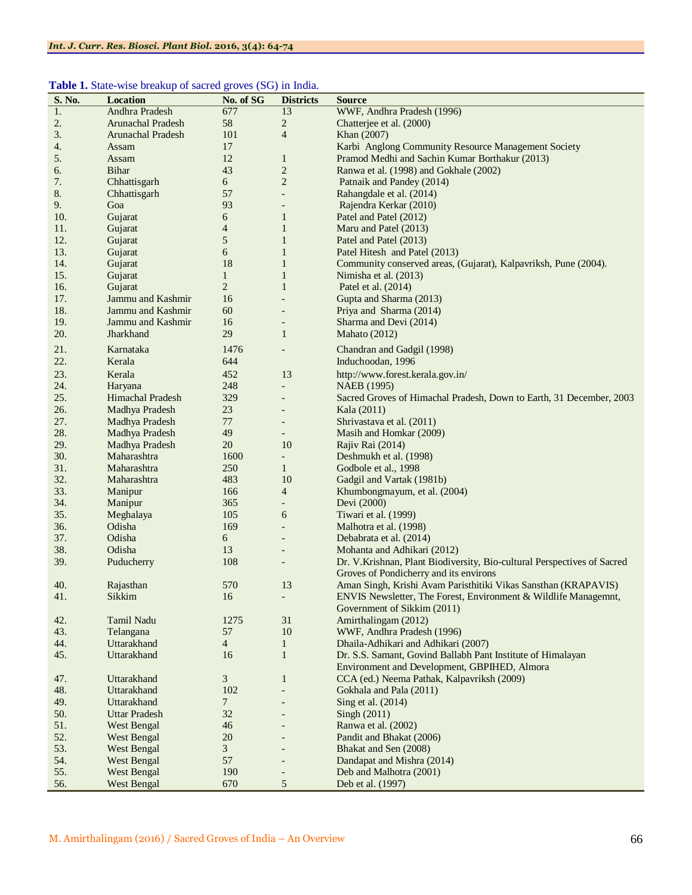**Table 1.** State-wise breakup of sacred groves (SG) in India.

| S. No. | Location | No. of SG | Districts | Source |
|---|---|---|---|---|
| 1. | Andhra Pradesh | 677 | 13 | WWF, Andhra Pradesh (1996) |
| 2. | Arunachal Pradesh | 58 | 2 | Chatterjee et al. (2000) |
| 3. | Arunachal Pradesh | 101 | 4 | Khan (2007) |
| 4. | Assam | 17 | | Karbi Anglong Community Resource Management Society |
| 5. | Assam | 12 | 1 | Pramod Medhi and Sachin Kumar Borthakur (2013) |
| 6. | Bihar | 43 | 2 | Ranwa et al. (1998) and Gokhale (2002) |
| 7. | Chhattisgarh | 6 | 2 | Patnaik and Pandey (2014) |
| 8. | Chhattisgarh | 57 | - | Rahangdale et al. (2014) |
| 9. | Goa | 93 | - | Rajendra Kerkar (2010) |
| 10. | Gujarat | 6 | 1 | Patel and Patel (2012) |
| 11. | Gujarat | 4 | 1 | Maru and Patel (2013) |
| 12. | Gujarat | 5 | 1 | Patel and Patel (2013) |
| 13. | Gujarat | 6 | 1 | Patel Hitesh and Patel (2013) |
| 14. | Gujarat | 18 | 1 | Community conserved areas, (Gujarat), Kalpavriksh, Pune (2004). |
| 15. | Gujarat | 1 | 1 | Nimisha et al. (2013) |
| 16. | Gujarat | 2 | 1 | Patel et al. (2014) |
| 17. | Jammu and Kashmir | 16 | - | Gupta and Sharma (2013) |
| 18. | Jammu and Kashmir | 60 | - | Priya and Sharma (2014) |
| 19. | Jammu and Kashmir | 16 | - | Sharma and Devi (2014) |
| 20. | Jharkhand | 29 | 1 | Mahato (2012) |
| 21. | Karnataka | 1476 | - | Chandran and Gadgil (1998) |
| 22. | Kerala | 644 | | Induchoodan, 1996 |
| 23. | Kerala | 452 | 13 | http://www.forest.kerala.gov.in/ |
| 24. | Haryana | 248 | - | NAEB (1995) |
| 25. | Himachal Pradesh | 329 | - | Sacred Groves of Himachal Pradesh, Down to Earth, 31 December, 2003 |
| 26. | Madhya Pradesh | 23 | - | Kala (2011) |
| 27. | Madhya Pradesh | 77 | - | Shrivastava et al. (2011) |
| 28. | Madhya Pradesh | 49 | - | Masih and Homkar (2009) |
| 29. | Madhya Pradesh | 20 | 10 | Rajiv Rai (2014) |
| 30. | Maharashtra | 1600 | - | Deshmukh et al. (1998) |
| 31. | Maharashtra | 250 | 1 | Godbole et al., 1998 |
| 32. | Maharashtra | 483 | 10 | Gadgil and Vartak (1981b) |
| 33. | Manipur | 166 | 4 | Khumbongmayum, et al. (2004) |
| 34. | Manipur | 365 | - | Devi (2000) |
| 35. | Meghalaya | 105 | 6 | Tiwari et al. (1999) |
| 36. | Odisha | 169 | - | Malhotra et al. (1998) |
| 37. | Odisha | 6 | - | Debabrata et al. (2014) |
| 38. | Odisha | 13 | - | Mohanta and Adhikari (2012) |
| 39. | Puducherry | 108 | - | Dr. V.Krishnan, Plant Biodiversity, Bio-cultural Perspectives of Sacred Groves of Pondicherry and its environs |
| 40. | Rajasthan | 570 | 13 | Aman Singh, Krishi Avam Paristhitiki Vikas Sansthan (KRAPAVIS) |
| 41. | Sikkim | 16 | - | ENVIS Newsletter, The Forest, Environment & Wildlife Managemnt, Government of Sikkim (2011) |
| 42. | Tamil Nadu | 1275 | 31 | Amirthalingam (2012) |
| 43. | Telangana | 57 | 10 | WWF, Andhra Pradesh (1996) |
| 44. | Uttarakhand | 4 | 1 | Dhaila-Adhikari and Adhikari (2007) |
| 45. | Uttarakhand | 16 | 1 | Dr. S.S. Samant, Govind Ballabh Pant Institute of Himalayan Environment and Development, GBPIHED, Almora |
| 47. | Uttarakhand | 3 | 1 | CCA (ed.) Neema Pathak, Kalpavriksh (2009) |
| 48. | Uttarakhand | 102 | - | Gokhala and Pala (2011) |
| 49. | Uttarakhand | 7 | - | Sing et al. (2014) |
| 50. | Uttar Pradesh | 32 | - | Singh (2011) |
| 51. | West Bengal | 46 | - | Ranwa et al. (2002) |
| 52. | West Bengal | 20 | - | Pandit and Bhakat (2006) |
| 53. | West Bengal | 3 | - | Bhakat and Sen (2008) |
| 54. | West Bengal | 57 | - | Dandapat and Mishra (2014) |
| 55. | West Bengal | 190 | - | Deb and Malhotra (2001) |
| 56. | West Bengal | 670 | 5 | Deb et al. (1997) |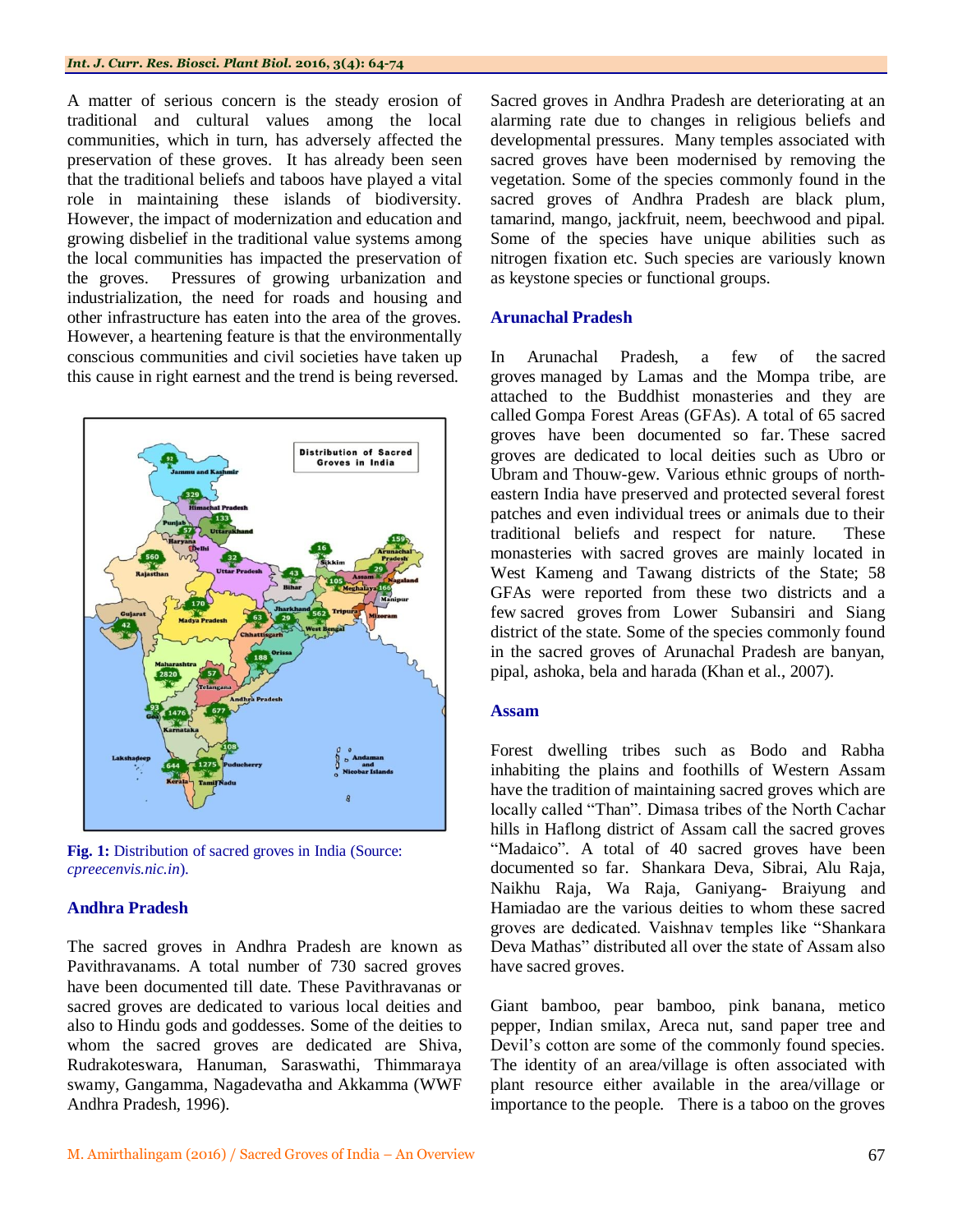A matter of serious concern is the steady erosion of traditional and cultural values among the local communities, which in turn, has adversely affected the preservation of these groves. It has already been seen that the traditional beliefs and taboos have played a vital role in maintaining these islands of biodiversity. However, the impact of modernization and education and growing disbelief in the traditional value systems among the local communities has impacted the preservation of the groves. Pressures of growing urbanization and industrialization, the need for roads and housing and other infrastructure has eaten into the area of the groves. However, a heartening feature is that the environmentally conscious communities and civil societies have taken up this cause in right earnest and the trend is being reversed.

**Fig. 1:** Distribution of sacred groves in India (Source: *cpreecenvis.nic.in*).

## Andhra Pradesh

The sacred groves in Andhra Pradesh are known as Pavithravanams. A total number of 730 sacred groves have been documented till date. These Pavithravanas or sacred groves are dedicated to various local deities and also to Hindu gods and goddesses. Some of the deities to whom the sacred groves are dedicated are Shiva, Rudrakoteswara, Hanuman, Saraswathi, Thimmaraya swamy, Gangamma, Nagadevatha and Akkamma (WWF Andhra Pradesh, 1996).

Sacred groves in Andhra Pradesh are deteriorating at an alarming rate due to changes in religious beliefs and developmental pressures. Many temples associated with sacred groves have been modernised by removing the vegetation. Some of the species commonly found in the sacred groves of Andhra Pradesh are black plum, tamarind, mango, jackfruit, neem, beechwood and pipal. Some of the species have unique abilities such as nitrogen fixation etc. Such species are variously known as keystone species or functional groups.

## Arunachal Pradesh

In Arunachal Pradesh, a few of the sacred groves managed by Lamas and the Mompa tribe, are attached to the Buddhist monasteries and they are called Gompa Forest Areas (GFAs). A total of 65 sacred groves have been documented so far. These sacred groves are dedicated to local deities such as Ubro or Ubram and Thouw-gew. Various ethnic groups of north-eastern India have preserved and protected several forest patches and even individual trees or animals due to their traditional beliefs and respect for nature. These monasteries with sacred groves are mainly located in West Kameng and Tawang districts of the State; 58 GFAs were reported from these two districts and a few sacred groves from Lower Subansiri and Siang district of the state. Some of the species commonly found in the sacred groves of Arunachal Pradesh are banyan, pipal, ashoka, bela and harada (Khan et al., 2007).

## Assam

Forest dwelling tribes such as Bodo and Rabha inhabiting the plains and foothills of Western Assam have the tradition of maintaining sacred groves which are locally called "Than". Dimasa tribes of the North Cachar hills in Haflong district of Assam call the sacred groves "Madaico". A total of 40 sacred groves have been documented so far. Shankara Deva, Sibrai, Alu Raja, Naikhu Raja, Wa Raja, Ganiyang- Braiyung and Hamiadao are the various deities to whom these sacred groves are dedicated. Vaishnav temples like "Shankara Deva Mathas" distributed all over the state of Assam also have sacred groves.

Giant bamboo, pear bamboo, pink banana, metico pepper, Indian smilax, Areca nut, sand paper tree and Devil's cotton are some of the commonly found species. The identity of an area/village is often associated with plant resource either available in the area/village or importance to the people. There is a taboo on the groves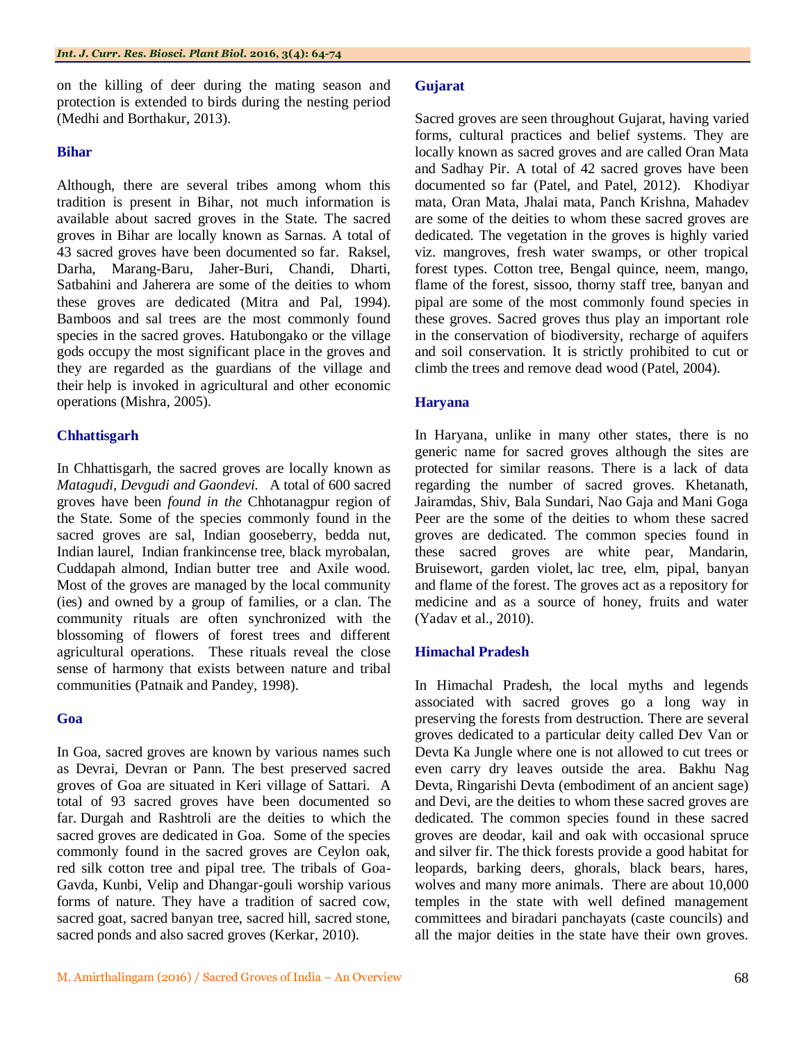on the killing of deer during the mating season and protection is extended to birds during the nesting period (Medhi and Borthakur, 2013).

### Bihar

Although, there are several tribes among whom this tradition is present in Bihar, not much information is available about sacred groves in the State. The sacred groves in Bihar are locally known as Sarnas. A total of 43 sacred groves have been documented so far. Raksel, Darha, Marang-Baru, Jaher-Buri, Chandi, Dharti, Satbahini and Jaherera are some of the deities to whom these groves are dedicated (Mitra and Pal, 1994). Bamboos and sal trees are the most commonly found species in the sacred groves. Hatubongako or the village gods occupy the most significant place in the groves and they are regarded as the guardians of the village and their help is invoked in agricultural and other economic operations (Mishra, 2005).

### Chhattisgarh

In Chhattisgarh, the sacred groves are locally known as *Matagudi, Devgudi and Gaondevi.* A total of 600 sacred groves have been *found in the* Chhotanagpur region of the State. Some of the species commonly found in the sacred groves are sal, Indian gooseberry, bedda nut, Indian laurel, Indian frankincense tree, black myrobalan, Cuddapah almond, Indian butter tree and Axile wood. Most of the groves are managed by the local community (ies) and owned by a group of families, or a clan. The community rituals are often synchronized with the blossoming of flowers of forest trees and different agricultural operations. These rituals reveal the close sense of harmony that exists between nature and tribal communities (Patnaik and Pandey, 1998).

### Goa

In Goa, sacred groves are known by various names such as Devrai, Devran or Pann. The best preserved sacred groves of Goa are situated in Keri village of Sattari. A total of 93 sacred groves have been documented so far. Durgah and Rashtroli are the deities to which the sacred groves are dedicated in Goa. Some of the species commonly found in the sacred groves are Ceylon oak, red silk cotton tree and pipal tree. The tribals of Goa- Gavda, Kunbi, Velip and Dhangar-gouli worship various forms of nature. They have a tradition of sacred cow, sacred goat, sacred banyan tree, sacred hill, sacred stone, sacred ponds and also sacred groves (Kerkar, 2010).

### Gujarat

Sacred groves are seen throughout Gujarat, having varied forms, cultural practices and belief systems. They are locally known as sacred groves and are called Oran Mata and Sadhay Pir. A total of 42 sacred groves have been documented so far (Patel, and Patel, 2012). Khodiyar mata, Oran Mata, Jhalai mata, Panch Krishna, Mahadev are some of the deities to whom these sacred groves are dedicated. The vegetation in the groves is highly varied viz. mangroves, fresh water swamps, or other tropical forest types. Cotton tree, Bengal quince, neem, mango, flame of the forest, sissoo, thorny staff tree, banyan and pipal are some of the most commonly found species in these groves. Sacred groves thus play an important role in the conservation of biodiversity, recharge of aquifers and soil conservation. It is strictly prohibited to cut or climb the trees and remove dead wood (Patel, 2004).

### Haryana

In Haryana, unlike in many other states, there is no generic name for sacred groves although the sites are protected for similar reasons. There is a lack of data regarding the number of sacred groves. Khetanath, Jairamdas, Shiv, Bala Sundari, Nao Gaja and Mani Goga Peer are the some of the deities to whom these sacred groves are dedicated. The common species found in these sacred groves are white pear, Mandarin, Bruisewort, garden violet, lac tree, elm, pipal, banyan and flame of the forest. The groves act as a repository for medicine and as a source of honey, fruits and water (Yadav et al., 2010).

### Himachal Pradesh

In Himachal Pradesh, the local myths and legends associated with sacred groves go a long way in preserving the forests from destruction. There are several groves dedicated to a particular deity called Dev Van or Devta Ka Jungle where one is not allowed to cut trees or even carry dry leaves outside the area. Bakhu Nag Devta, Ringarishi Devta (embodiment of an ancient sage) and Devi, are the deities to whom these sacred groves are dedicated. The common species found in these sacred groves are deodar, kail and oak with occasional spruce and silver fir. The thick forests provide a good habitat for leopards, barking deers, ghorals, black bears, hares, wolves and many more animals. There are about 10,000 temples in the state with well defined management committees and biradari panchayats (caste councils) and all the major deities in the state have their own groves.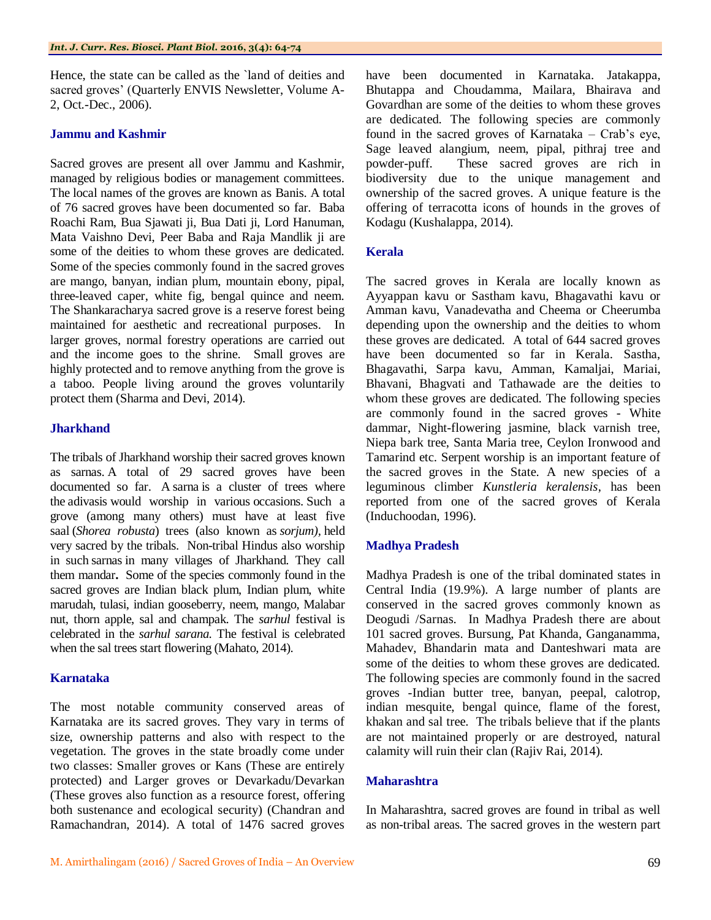Hence, the state can be called as the `land of deities and sacred groves' (Quarterly ENVIS Newsletter, Volume A-2, Oct.-Dec., 2006).

### Jammu and Kashmir

Sacred groves are present all over Jammu and Kashmir, managed by religious bodies or management committees. The local names of the groves are known as Banis. A total of 76 sacred groves have been documented so far. Baba Roachi Ram, Bua Sjawati ji, Bua Dati ji, Lord Hanuman, Mata Vaishno Devi, Peer Baba and Raja Mandlik ji are some of the deities to whom these groves are dedicated. Some of the species commonly found in the sacred groves are mango, banyan, indian plum, mountain ebony, pipal, three-leaved caper, white fig, bengal quince and neem. The Shankaracharya sacred grove is a reserve forest being maintained for aesthetic and recreational purposes. In larger groves, normal forestry operations are carried out and the income goes to the shrine. Small groves are highly protected and to remove anything from the grove is a taboo. People living around the groves voluntarily protect them (Sharma and Devi, 2014).

### Jharkhand

The tribals of Jharkhand worship their sacred groves known as sarnas. A total of 29 sacred groves have been documented so far. A sarna is a cluster of trees where the adivasis would worship in various occasions. Such a grove (among many others) must have at least five saal (*Shorea robusta*) trees (also known as *sorjum)*, held very sacred by the tribals. Non-tribal Hindus also worship in such sarnas in many villages of Jharkhand. They call them mandar**.** Some of the species commonly found in the sacred groves are Indian black plum, Indian plum, white marudah, tulasi, indian gooseberry, neem, mango, Malabar nut, thorn apple, sal and champak. The *sarhul* festival is celebrated in the *sarhul sarana.* The festival is celebrated when the sal trees start flowering (Mahato, 2014).

### Karnataka

The most notable community conserved areas of Karnataka are its sacred groves. They vary in terms of size, ownership patterns and also with respect to the vegetation. The groves in the state broadly come under two classes: Smaller groves or Kans (These are entirely protected) and Larger groves or Devarkadu/Devarkan (These groves also function as a resource forest, offering both sustenance and ecological security) (Chandran and Ramachandran, 2014). A total of 1476 sacred groves have been documented in Karnataka. Jatakappa, Bhutappa and Choudamma, Mailara, Bhairava and Govardhan are some of the deities to whom these groves are dedicated. The following species are commonly found in the sacred groves of Karnataka – Crab's eye, Sage leaved alangium, neem, pipal, pithraj tree and powder-puff. These sacred groves are rich in biodiversity due to the unique management and ownership of the sacred groves. A unique feature is the offering of terracotta icons of hounds in the groves of Kodagu (Kushalappa, 2014).

### Kerala

The sacred groves in Kerala are locally known as Ayyappan kavu or Sastham kavu, Bhagavathi kavu or Amman kavu, Vanadevatha and Cheema or Cheerumba depending upon the ownership and the deities to whom these groves are dedicated. A total of 644 sacred groves have been documented so far in Kerala. Sastha, Bhagavathi, Sarpa kavu, Amman, Kamaljai, Mariai, Bhavani, Bhagvati and Tathawade are the deities to whom these groves are dedicated. The following species are commonly found in the sacred groves - White dammar, Night-flowering jasmine, black varnish tree, Niepa bark tree, Santa Maria tree, Ceylon Ironwood and Tamarind etc. Serpent worship is an important feature of the sacred groves in the State. A new species of a leguminous climber *Kunstleria keralensis*, has been reported from one of the sacred groves of Kerala (Induchoodan, 1996).

### Madhya Pradesh

Madhya Pradesh is one of the tribal dominated states in Central India (19.9%). A large number of plants are conserved in the sacred groves commonly known as Deogudi /Sarnas. In Madhya Pradesh there are about 101 sacred groves. Bursung, Pat Khanda, Ganganamma, Mahadev, Bhandarin mata and Danteshwari mata are some of the deities to whom these groves are dedicated. The following species are commonly found in the sacred groves -Indian butter tree, banyan, peepal, calotrop, indian mesquite, bengal quince, flame of the forest, khakan and sal tree. The tribals believe that if the plants are not maintained properly or are destroyed, natural calamity will ruin their clan (Rajiv Rai, 2014).

### Maharashtra

In Maharashtra, sacred groves are found in tribal as well as non-tribal areas. The sacred groves in the western part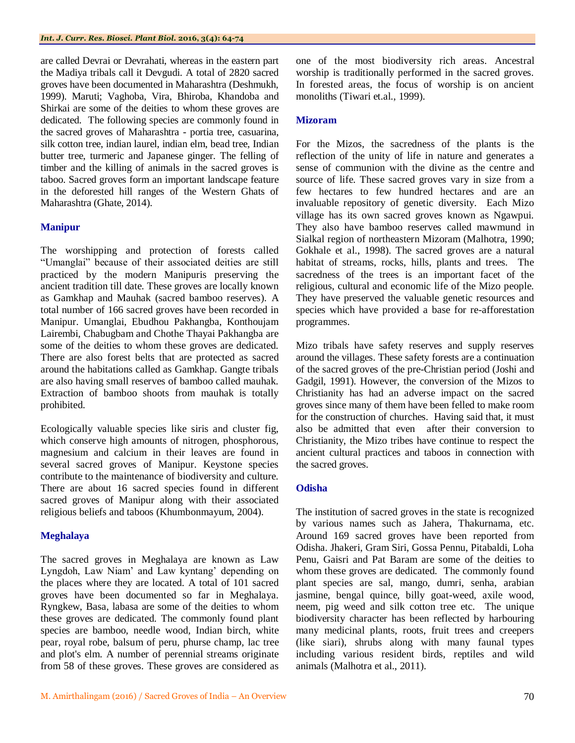are called Devrai or Devrahati, whereas in the eastern part the Madiya tribals call it Devgudi. A total of 2820 sacred groves have been documented in Maharashtra (Deshmukh, 1999). Maruti; Vaghoba, Vira, Bhiroba, Khandoba and Shirkai are some of the deities to whom these groves are dedicated. The following species are commonly found in the sacred groves of Maharashtra - portia tree, casuarina, silk cotton tree, indian laurel, indian elm, bead tree, Indian butter tree, turmeric and Japanese ginger. The felling of timber and the killing of animals in the sacred groves is taboo. Sacred groves form an important landscape feature in the deforested hill ranges of the Western Ghats of Maharashtra (Ghate, 2014).

### Manipur

The worshipping and protection of forests called "Umanglai" because of their associated deities are still practiced by the modern Manipuris preserving the ancient tradition till date. These groves are locally known as Gamkhap and Mauhak (sacred bamboo reserves). A total number of 166 sacred groves have been recorded in Manipur. Umanglai, Ebudhou Pakhangba, Konthoujam Lairembi, Chabugbam and Chothe Thayai Pakhangba are some of the deities to whom these groves are dedicated. There are also forest belts that are protected as sacred around the habitations called as Gamkhap. Gangte tribals are also having small reserves of bamboo called mauhak. Extraction of bamboo shoots from mauhak is totally prohibited.

Ecologically valuable species like siris and cluster fig, which conserve high amounts of nitrogen, phosphorous, magnesium and calcium in their leaves are found in several sacred groves of Manipur. Keystone species contribute to the maintenance of biodiversity and culture. There are about 16 sacred species found in different sacred groves of Manipur along with their associated religious beliefs and taboos (Khumbonmayum, 2004).

### Meghalaya

The sacred groves in Meghalaya are known as Law Lyngdoh, Law Niam' and Law kyntang' depending on the places where they are located. A total of 101 sacred groves have been documented so far in Meghalaya. Ryngkew, Basa, labasa are some of the deities to whom these groves are dedicated. The commonly found plant species are bamboo, needle wood, Indian birch, white pear, royal robe, balsum of peru, phurse champ, lac tree and plot's elm. A number of perennial streams originate from 58 of these groves. These groves are considered as one of the most biodiversity rich areas. Ancestral worship is traditionally performed in the sacred groves. In forested areas, the focus of worship is on ancient monoliths (Tiwari et.al., 1999).

### Mizoram

For the Mizos, the sacredness of the plants is the reflection of the unity of life in nature and generates a sense of communion with the divine as the centre and source of life. These sacred groves vary in size from a few hectares to few hundred hectares and are an invaluable repository of genetic diversity. Each Mizo village has its own sacred groves known as Ngawpui. They also have bamboo reserves called mawmund in Sialkal region of northeastern Mizoram (Malhotra, 1990; Gokhale et al., 1998). The sacred groves are a natural habitat of streams, rocks, hills, plants and trees. The sacredness of the trees is an important facet of the religious, cultural and economic life of the Mizo people. They have preserved the valuable genetic resources and species which have provided a base for re-afforestation programmes.

Mizo tribals have safety reserves and supply reserves around the villages. These safety forests are a continuation of the sacred groves of the pre-Christian period (Joshi and Gadgil, 1991). However, the conversion of the Mizos to Christianity has had an adverse impact on the sacred groves since many of them have been felled to make room for the construction of churches. Having said that, it must also be admitted that even after their conversion to Christianity, the Mizo tribes have continue to respect the ancient cultural practices and taboos in connection with the sacred groves.

### Odisha

The institution of sacred groves in the state is recognized by various names such as Jahera, Thakurnama, etc. Around 169 sacred groves have been reported from Odisha. Jhakeri, Gram Siri, Gossa Pennu, Pitabaldi, Loha Penu, Gaisri and Pat Baram are some of the deities to whom these groves are dedicated. The commonly found plant species are sal, mango, dumri, senha, arabian jasmine, bengal quince, billy goat-weed, axile wood, neem, pig weed and silk cotton tree etc. The unique biodiversity character has been reflected by harbouring many medicinal plants, roots, fruit trees and creepers (like siari), shrubs along with many faunal types including various resident birds, reptiles and wild animals (Malhotra et al., 2011).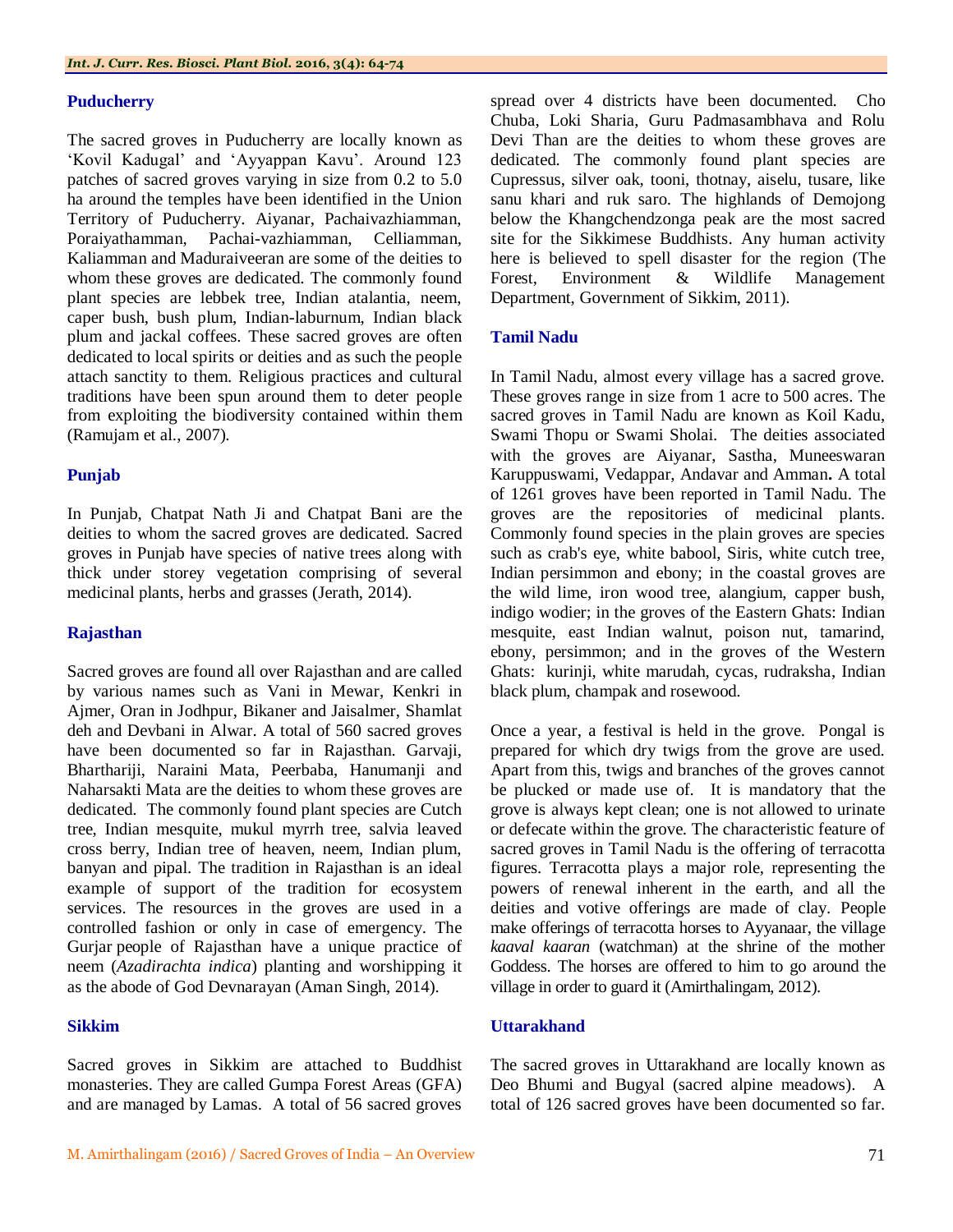## Puducherry

The sacred groves in Puducherry are locally known as 'Kovil Kadugal' and 'Ayyappan Kavu'. Around 123 patches of sacred groves varying in size from 0.2 to 5.0 ha around the temples have been identified in the Union Territory of Puducherry. Aiyanar, Pachaivazhiamman, Poraiyathamman, Pachai-vazhiamman, Celliamman, Kaliamman and Maduraiveeran are some of the deities to whom these groves are dedicated. The commonly found plant species are lebbek tree, Indian atalantia, neem, caper bush, bush plum, Indian-laburnum, Indian black plum and jackal coffees. These sacred groves are often dedicated to local spirits or deities and as such the people attach sanctity to them. Religious practices and cultural traditions have been spun around them to deter people from exploiting the biodiversity contained within them (Ramujam et al., 2007).

## Punjab

In Punjab, Chatpat Nath Ji and Chatpat Bani are the deities to whom the sacred groves are dedicated. Sacred groves in Punjab have species of native trees along with thick under storey vegetation comprising of several medicinal plants, herbs and grasses (Jerath, 2014).

## Rajasthan

Sacred groves are found all over Rajasthan and are called by various names such as Vani in Mewar, Kenkri in Ajmer, Oran in Jodhpur, Bikaner and Jaisalmer, Shamlat deh and Devbani in Alwar. A total of 560 sacred groves have been documented so far in Rajasthan. Garvaji, Bharthariji, Naraini Mata, Peerbaba, Hanumanji and Naharsakti Mata are the deities to whom these groves are dedicated. The commonly found plant species are Cutch tree, Indian mesquite, mukul myrrh tree, salvia leaved cross berry, Indian tree of heaven, neem, Indian plum, banyan and pipal. The tradition in Rajasthan is an ideal example of support of the tradition for ecosystem services. The resources in the groves are used in a controlled fashion or only in case of emergency. The Gurjar people of Rajasthan have a unique practice of neem (*Azadirachta indica*) planting and worshipping it as the abode of God Devnarayan (Aman Singh, 2014).

## Sikkim

Sacred groves in Sikkim are attached to Buddhist monasteries. They are called Gumpa Forest Areas (GFA) and are managed by Lamas. A total of 56 sacred groves spread over 4 districts have been documented. Cho Chuba, Loki Sharia, Guru Padmasambhava and Rolu Devi Than are the deities to whom these groves are dedicated. The commonly found plant species are Cupressus, silver oak, tooni, thotnay, aiselu, tusare, like sanu khari and ruk saro. The highlands of Demojong below the Khangchendzonga peak are the most sacred site for the Sikkimese Buddhists. Any human activity here is believed to spell disaster for the region (The Forest, Environment & Wildlife Management Department, Government of Sikkim, 2011).

## Tamil Nadu

In Tamil Nadu, almost every village has a sacred grove. These groves range in size from 1 acre to 500 acres. The sacred groves in Tamil Nadu are known as Koil Kadu, Swami Thopu or Swami Sholai. The deities associated with the groves are Aiyanar, Sastha, Muneeswaran Karuppuswami, Vedappar, Andavar and Amman**.** A total of 1261 groves have been reported in Tamil Nadu. The groves are the repositories of medicinal plants. Commonly found species in the plain groves are species such as crab's eye, white babool, Siris, white cutch tree, Indian persimmon and ebony; in the coastal groves are the wild lime, iron wood tree, alangium, capper bush, indigo wodier; in the groves of the Eastern Ghats: Indian mesquite, east Indian walnut, poison nut, tamarind, ebony, persimmon; and in the groves of the Western Ghats: kurinji, white marudah, cycas, rudraksha, Indian black plum, champak and rosewood.

Once a year, a festival is held in the grove. Pongal is prepared for which dry twigs from the grove are used. Apart from this, twigs and branches of the groves cannot be plucked or made use of. It is mandatory that the grove is always kept clean; one is not allowed to urinate or defecate within the grove. The characteristic feature of sacred groves in Tamil Nadu is the offering of terracotta figures. Terracotta plays a major role, representing the powers of renewal inherent in the earth, and all the deities and votive offerings are made of clay. People make offerings of terracotta horses to Ayyanaar, the village *kaaval kaaran* (watchman) at the shrine of the mother Goddess. The horses are offered to him to go around the village in order to guard it (Amirthalingam, 2012).

## Uttarakhand

The sacred groves in Uttarakhand are locally known as Deo Bhumi and Bugyal (sacred alpine meadows). A total of 126 sacred groves have been documented so far.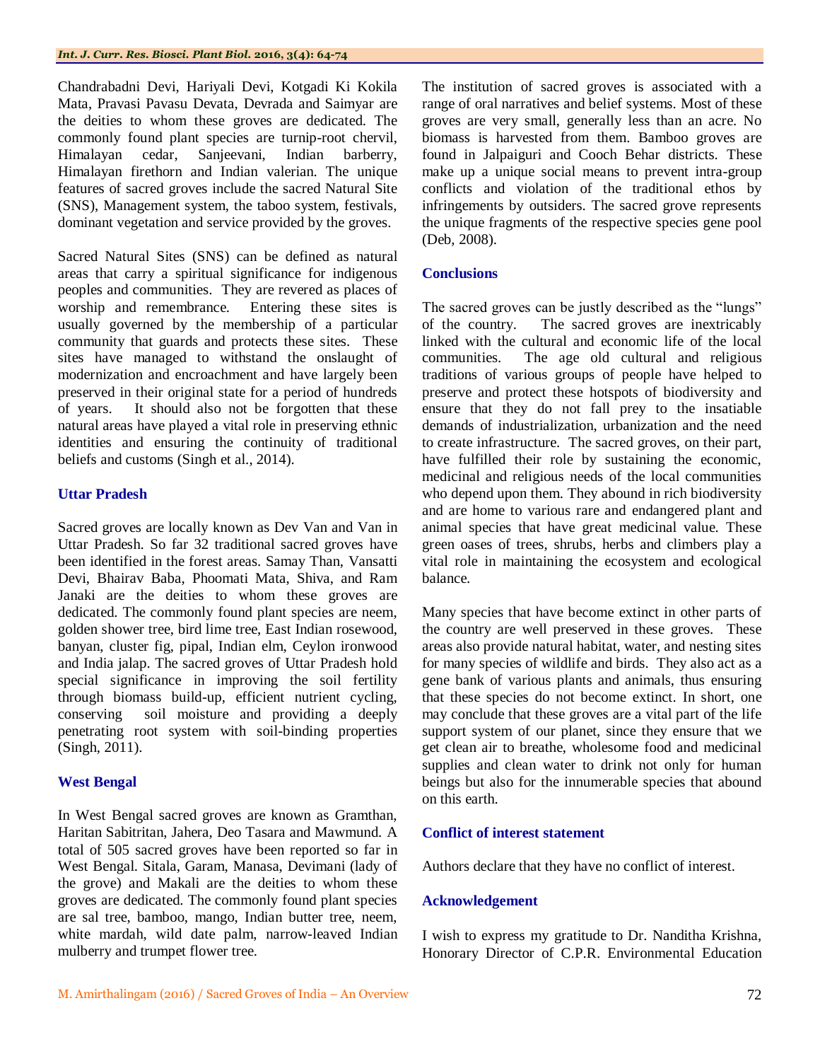Chandrabadni Devi, Hariyali Devi, Kotgadi Ki Kokila Mata, Pravasi Pavasu Devata, Devrada and Saimyar are the deities to whom these groves are dedicated. The commonly found plant species are turnip-root chervil, Himalayan cedar, Sanjeevani, Indian barberry, Himalayan firethorn and Indian valerian. The unique features of sacred groves include the sacred Natural Site (SNS), Management system, the taboo system, festivals, dominant vegetation and service provided by the groves.

Sacred Natural Sites (SNS) can be defined as natural areas that carry a spiritual significance for indigenous peoples and communities. They are revered as places of worship and remembrance. Entering these sites is usually governed by the membership of a particular community that guards and protects these sites. These sites have managed to withstand the onslaught of modernization and encroachment and have largely been preserved in their original state for a period of hundreds of years. It should also not be forgotten that these natural areas have played a vital role in preserving ethnic identities and ensuring the continuity of traditional beliefs and customs (Singh et al., 2014).

### Uttar Pradesh

Sacred groves are locally known as Dev Van and Van in Uttar Pradesh. So far 32 traditional sacred groves have been identified in the forest areas. Samay Than, Vansatti Devi, Bhairav Baba, Phoomati Mata, Shiva, and Ram Janaki are the deities to whom these groves are dedicated. The commonly found plant species are neem, golden shower tree, bird lime tree, East Indian rosewood, banyan, cluster fig, pipal, Indian elm, Ceylon ironwood and India jalap. The sacred groves of Uttar Pradesh hold special significance in improving the soil fertility through biomass build-up, efficient nutrient cycling, conserving soil moisture and providing a deeply penetrating root system with soil-binding properties (Singh, 2011).

### West Bengal

In West Bengal sacred groves are known as Gramthan, Haritan Sabitritan, Jahera, Deo Tasara and Mawmund. A total of 505 sacred groves have been reported so far in West Bengal. Sitala, Garam, Manasa, Devimani (lady of the grove) and Makali are the deities to whom these groves are dedicated. The commonly found plant species are sal tree, bamboo, mango, Indian butter tree, neem, white mardah, wild date palm, narrow-leaved Indian mulberry and trumpet flower tree.

The institution of sacred groves is associated with a range of oral narratives and belief systems. Most of these groves are very small, generally less than an acre. No biomass is harvested from them. Bamboo groves are found in Jalpaiguri and Cooch Behar districts. These make up a unique social means to prevent intra-group conflicts and violation of the traditional ethos by infringements by outsiders. The sacred grove represents the unique fragments of the respective species gene pool (Deb, 2008).

## Conclusions

The sacred groves can be justly described as the "lungs" of the country. The sacred groves are inextricably linked with the cultural and economic life of the local communities. The age old cultural and religious traditions of various groups of people have helped to preserve and protect these hotspots of biodiversity and ensure that they do not fall prey to the insatiable demands of industrialization, urbanization and the need to create infrastructure. The sacred groves, on their part, have fulfilled their role by sustaining the economic, medicinal and religious needs of the local communities who depend upon them. They abound in rich biodiversity and are home to various rare and endangered plant and animal species that have great medicinal value. These green oases of trees, shrubs, herbs and climbers play a vital role in maintaining the ecosystem and ecological balance.

Many species that have become extinct in other parts of the country are well preserved in these groves. These areas also provide natural habitat, water, and nesting sites for many species of wildlife and birds. They also act as a gene bank of various plants and animals, thus ensuring that these species do not become extinct. In short, one may conclude that these groves are a vital part of the life support system of our planet, since they ensure that we get clean air to breathe, wholesome food and medicinal supplies and clean water to drink not only for human beings but also for the innumerable species that abound on this earth.

## Conflict of interest statement

Authors declare that they have no conflict of interest.

## Acknowledgement

I wish to express my gratitude to Dr. Nanditha Krishna, Honorary Director of C.P.R. Environmental Education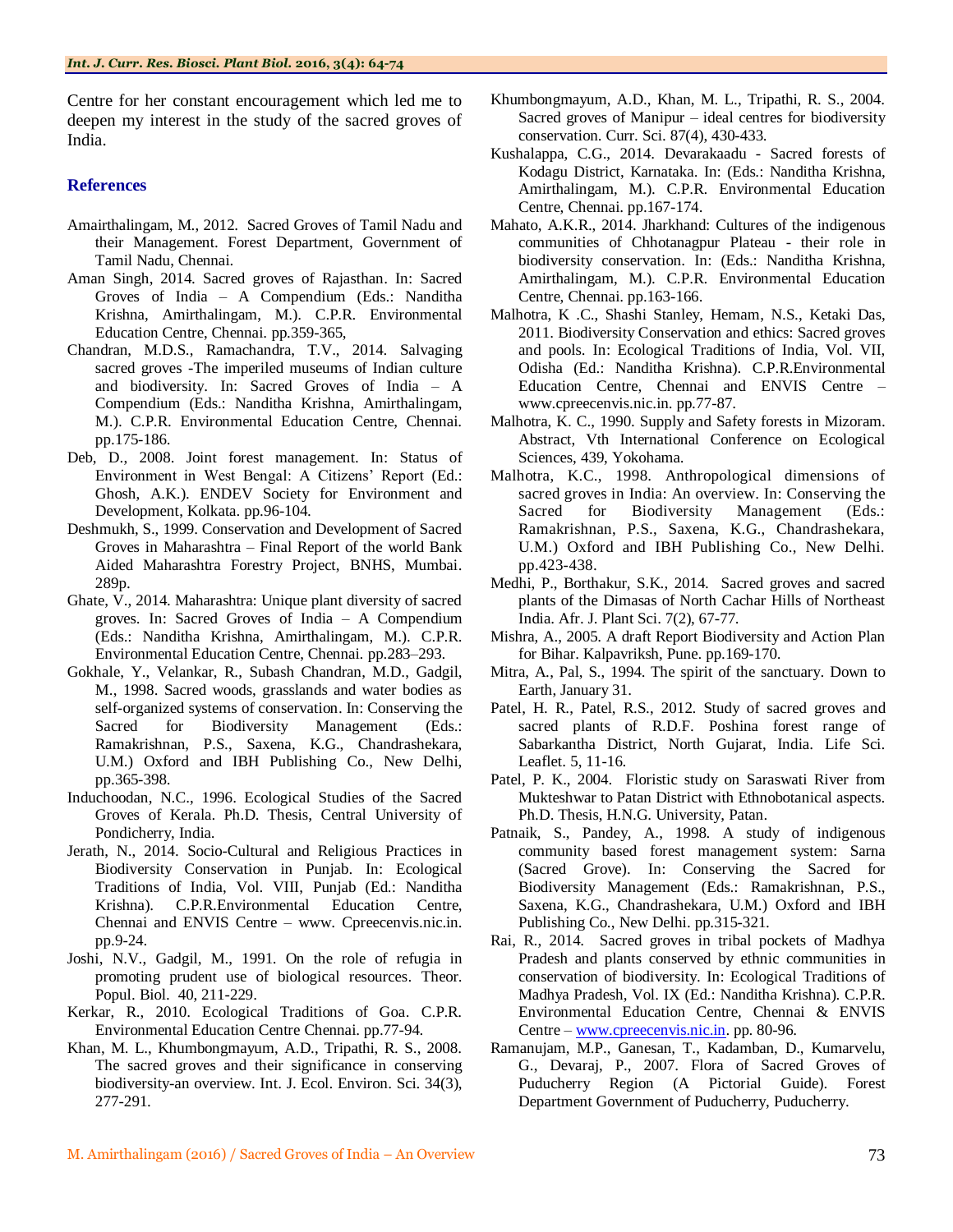Centre for her constant encouragement which led me to deepen my interest in the study of the sacred groves of India.

## References

Amairthalingam, M., 2012. Sacred Groves of Tamil Nadu and their Management. Forest Department, Government of Tamil Nadu, Chennai.

Aman Singh, 2014. Sacred groves of Rajasthan. In: Sacred Groves of India – A Compendium (Eds.: Nanditha Krishna, Amirthalingam, M.). C.P.R. Environmental Education Centre, Chennai. pp.359-365,

Chandran, M.D.S., Ramachandra, T.V., 2014. Salvaging sacred groves -The imperiled museums of Indian culture and biodiversity. In: Sacred Groves of India – A Compendium (Eds.: Nanditha Krishna, Amirthalingam, M.). C.P.R. Environmental Education Centre, Chennai. pp.175-186.

Deb, D., 2008. Joint forest management. In: Status of Environment in West Bengal: A Citizens' Report (Ed.: Ghosh, A.K.). ENDEV Society for Environment and Development, Kolkata. pp.96-104.

Deshmukh, S., 1999. Conservation and Development of Sacred Groves in Maharashtra – Final Report of the world Bank Aided Maharashtra Forestry Project, BNHS, Mumbai. 289p.

Ghate, V., 2014. Maharashtra: Unique plant diversity of sacred groves. In: Sacred Groves of India – A Compendium (Eds.: Nanditha Krishna, Amirthalingam, M.). C.P.R. Environmental Education Centre, Chennai. pp.283–293.

Gokhale, Y., Velankar, R., Subash Chandran, M.D., Gadgil, M., 1998. Sacred woods, grasslands and water bodies as self-organized systems of conservation. In: Conserving the Sacred for Biodiversity Management (Eds.: Ramakrishnan, P.S., Saxena, K.G., Chandrashekara, U.M.) Oxford and IBH Publishing Co., New Delhi, pp.365-398.

Induchoodan, N.C., 1996. Ecological Studies of the Sacred Groves of Kerala. Ph.D. Thesis, Central University of Pondicherry, India.

Jerath, N., 2014. Socio-Cultural and Religious Practices in Biodiversity Conservation in Punjab. In: Ecological Traditions of India, Vol. VIII, Punjab (Ed.: Nanditha Krishna). C.P.R.Environmental Education Centre, Chennai and ENVIS Centre – www. Cpreecenvis.nic.in. pp.9-24.

Joshi, N.V., Gadgil, M., 1991. On the role of refugia in promoting prudent use of biological resources. Theor. Popul. Biol. 40, 211-229.

Kerkar, R., 2010. Ecological Traditions of Goa. C.P.R. Environmental Education Centre Chennai. pp.77-94.

Khan, M. L., Khumbongmayum, A.D., Tripathi, R. S., 2008. The sacred groves and their significance in conserving biodiversity-an overview. Int. J. Ecol. Environ. Sci. 34(3), 277-291.

Khumbongmayum, A.D., Khan, M. L., Tripathi, R. S., 2004. Sacred groves of Manipur – ideal centres for biodiversity conservation. Curr. Sci. 87(4), 430-433.

Kushalappa, C.G., 2014. Devarakaadu - Sacred forests of Kodagu District, Karnataka. In: (Eds.: Nanditha Krishna, Amirthalingam, M.). C.P.R. Environmental Education Centre, Chennai. pp.167-174.

Mahato, A.K.R., 2014. Jharkhand: Cultures of the indigenous communities of Chhotanagpur Plateau - their role in biodiversity conservation. In: (Eds.: Nanditha Krishna, Amirthalingam, M.). C.P.R. Environmental Education Centre, Chennai. pp.163-166.

Malhotra, K .C., Shashi Stanley, Hemam, N.S., Ketaki Das, 2011. Biodiversity Conservation and ethics: Sacred groves and pools. In: Ecological Traditions of India, Vol. VII, Odisha (Ed.: Nanditha Krishna). C.P.R.Environmental Education Centre, Chennai and ENVIS Centre – www.cpreecenvis.nic.in. pp.77-87.

Malhotra, K. C., 1990. Supply and Safety forests in Mizoram. Abstract, Vth International Conference on Ecological Sciences, 439, Yokohama.

Malhotra, K.C., 1998. Anthropological dimensions of sacred groves in India: An overview. In: Conserving the Sacred for Biodiversity Management (Eds.: Ramakrishnan, P.S., Saxena, K.G., Chandrashekara, U.M.) Oxford and IBH Publishing Co., New Delhi. pp.423-438.

Medhi, P., Borthakur, S.K., 2014. Sacred groves and sacred plants of the Dimasas of North Cachar Hills of Northeast India. Afr. J. Plant Sci. 7(2), 67-77.

Mishra, A., 2005. A draft Report Biodiversity and Action Plan for Bihar. Kalpavriksh, Pune. pp.169-170.

Mitra, A., Pal, S., 1994. The spirit of the sanctuary. Down to Earth, January 31.

Patel, H. R., Patel, R.S., 2012. Study of sacred groves and sacred plants of R.D.F. Poshina forest range of Sabarkantha District, North Gujarat, India. Life Sci. Leaflet. 5, 11-16.

Patel, P. K., 2004. Floristic study on Saraswati River from Mukteshwar to Patan District with Ethnobotanical aspects. Ph.D. Thesis, H.N.G. University, Patan.

Patnaik, S., Pandey, A., 1998. A study of indigenous community based forest management system: Sarna (Sacred Grove). In: Conserving the Sacred for Biodiversity Management (Eds.: Ramakrishnan, P.S., Saxena, K.G., Chandrashekara, U.M.) Oxford and IBH Publishing Co., New Delhi. pp.315-321.

Rai, R., 2014. Sacred groves in tribal pockets of Madhya Pradesh and plants conserved by ethnic communities in conservation of biodiversity. In: Ecological Traditions of Madhya Pradesh, Vol. IX (Ed.: Nanditha Krishna). C.P.R. Environmental Education Centre, Chennai & ENVIS Centre – www.cpreecenvis.nic.in. pp. 80-96.

Ramanujam, M.P., Ganesan, T., Kadamban, D., Kumarvelu, G., Devaraj, P., 2007. Flora of Sacred Groves of Puducherry Region (A Pictorial Guide). Forest Department Government of Puducherry, Puducherry.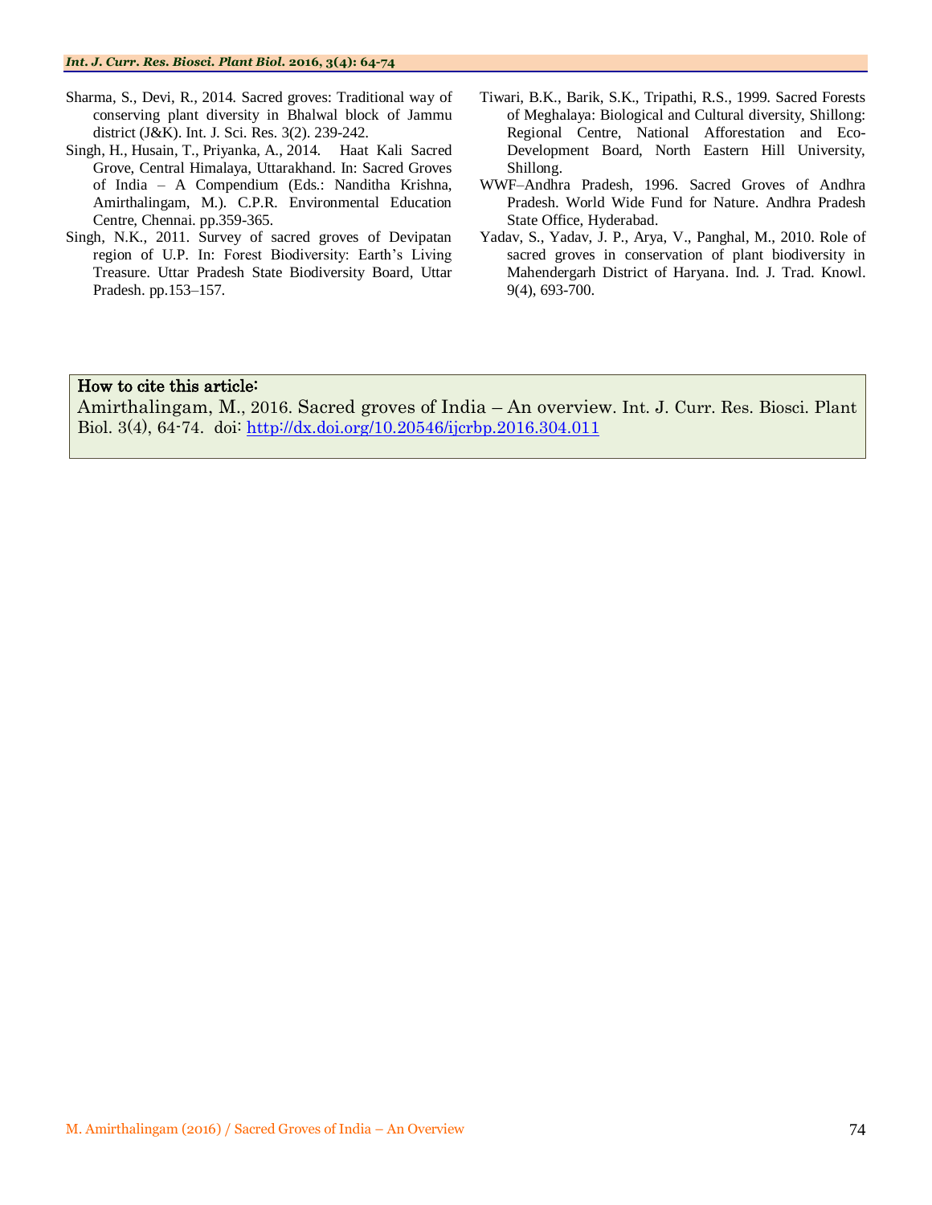Sharma, S., Devi, R., 2014. Sacred groves: Traditional way of conserving plant diversity in Bhalwal block of Jammu district (J&K). Int. J. Sci. Res. 3(2). 239-242.

Singh, H., Husain, T., Priyanka, A., 2014. Haat Kali Sacred Grove, Central Himalaya, Uttarakhand. In: Sacred Groves of India – A Compendium (Eds.: Nanditha Krishna, Amirthalingam, M.). C.P.R. Environmental Education Centre, Chennai. pp.359-365.

Singh, N.K., 2011. Survey of sacred groves of Devipatan region of U.P. In: Forest Biodiversity: Earth's Living Treasure. Uttar Pradesh State Biodiversity Board, Uttar Pradesh. pp.153–157.

Tiwari, B.K., Barik, S.K., Tripathi, R.S., 1999. Sacred Forests of Meghalaya: Biological and Cultural diversity, Shillong: Regional Centre, National Afforestation and Eco-Development Board, North Eastern Hill University, Shillong.

WWF–Andhra Pradesh, 1996. Sacred Groves of Andhra Pradesh. World Wide Fund for Nature. Andhra Pradesh State Office, Hyderabad.

Yadav, S., Yadav, J. P., Arya, V., Panghal, M., 2010. Role of sacred groves in conservation of plant biodiversity in Mahendergarh District of Haryana. Ind. J. Trad. Knowl. 9(4), 693-700.

**How to cite this article:**

Amirthalingam, M., 2016. Sacred groves of India – An overview. Int. J. Curr. Res. Biosci. Plant Biol. 3(4), 64-74. doi: http://dx.doi.org/10.20546/ijcrbp.2016.304.011